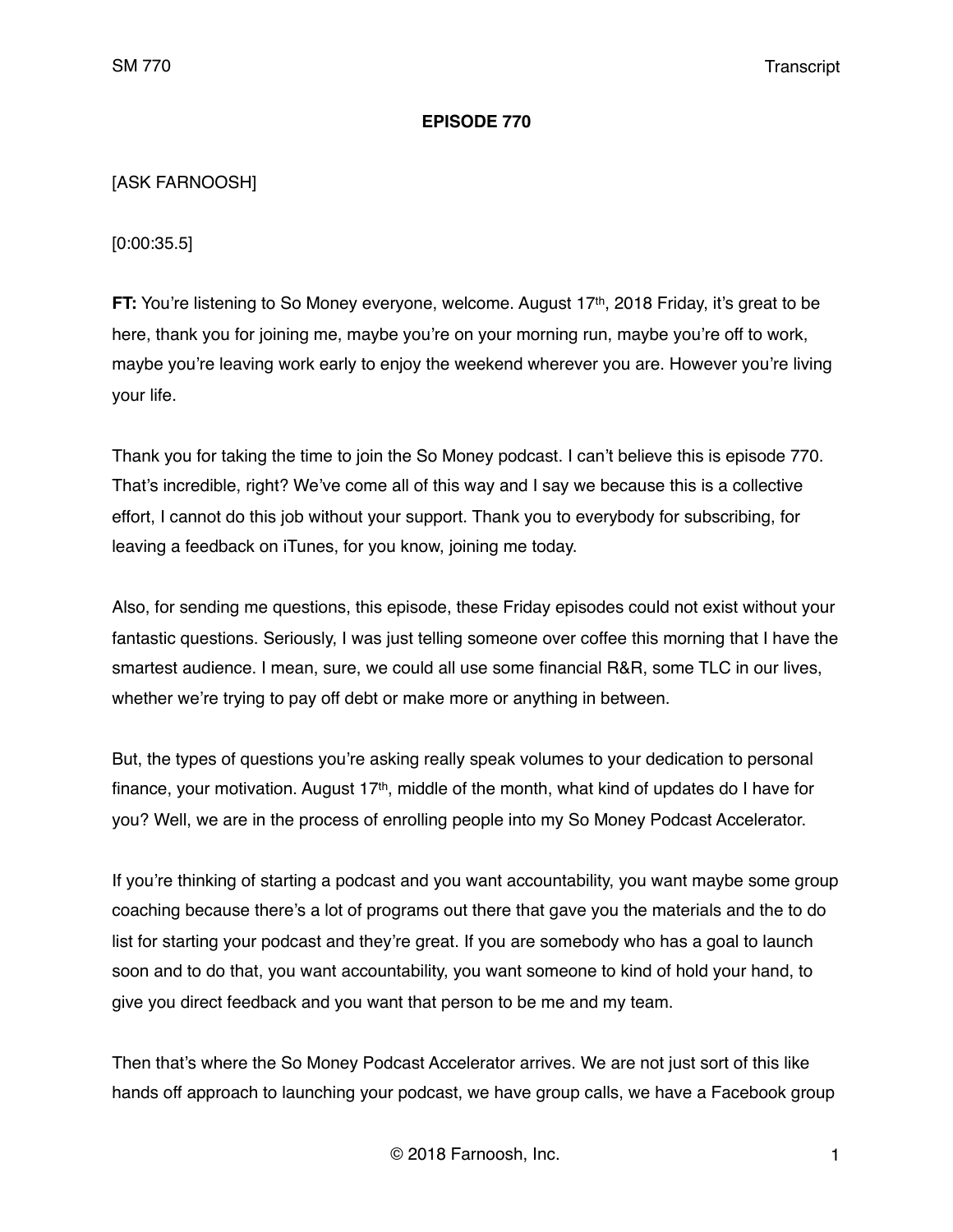**EPISODE 770**

[ASK FARNOOSH]

[0:00:35.5]

**FT:** You're listening to So Money everyone, welcome. August 17th, 2018 Friday, it's great to be here, thank you for joining me, maybe you're on your morning run, maybe you're off to work, maybe you're leaving work early to enjoy the weekend wherever you are. However you're living your life.

Thank you for taking the time to join the So Money podcast. I can't believe this is episode 770. That's incredible, right? We've come all of this way and I say we because this is a collective effort, I cannot do this job without your support. Thank you to everybody for subscribing, for leaving a feedback on iTunes, for you know, joining me today.

Also, for sending me questions, this episode, these Friday episodes could not exist without your fantastic questions. Seriously, I was just telling someone over coffee this morning that I have the smartest audience. I mean, sure, we could all use some financial R&R, some TLC in our lives, whether we're trying to pay off debt or make more or anything in between.

But, the types of questions you're asking really speak volumes to your dedication to personal finance, your motivation. August 17th, middle of the month, what kind of updates do I have for you? Well, we are in the process of enrolling people into my So Money Podcast Accelerator.

If you're thinking of starting a podcast and you want accountability, you want maybe some group coaching because there's a lot of programs out there that gave you the materials and the to do list for starting your podcast and they're great. If you are somebody who has a goal to launch soon and to do that, you want accountability, you want someone to kind of hold your hand, to give you direct feedback and you want that person to be me and my team.

Then that's where the So Money Podcast Accelerator arrives. We are not just sort of this like hands off approach to launching your podcast, we have group calls, we have a Facebook group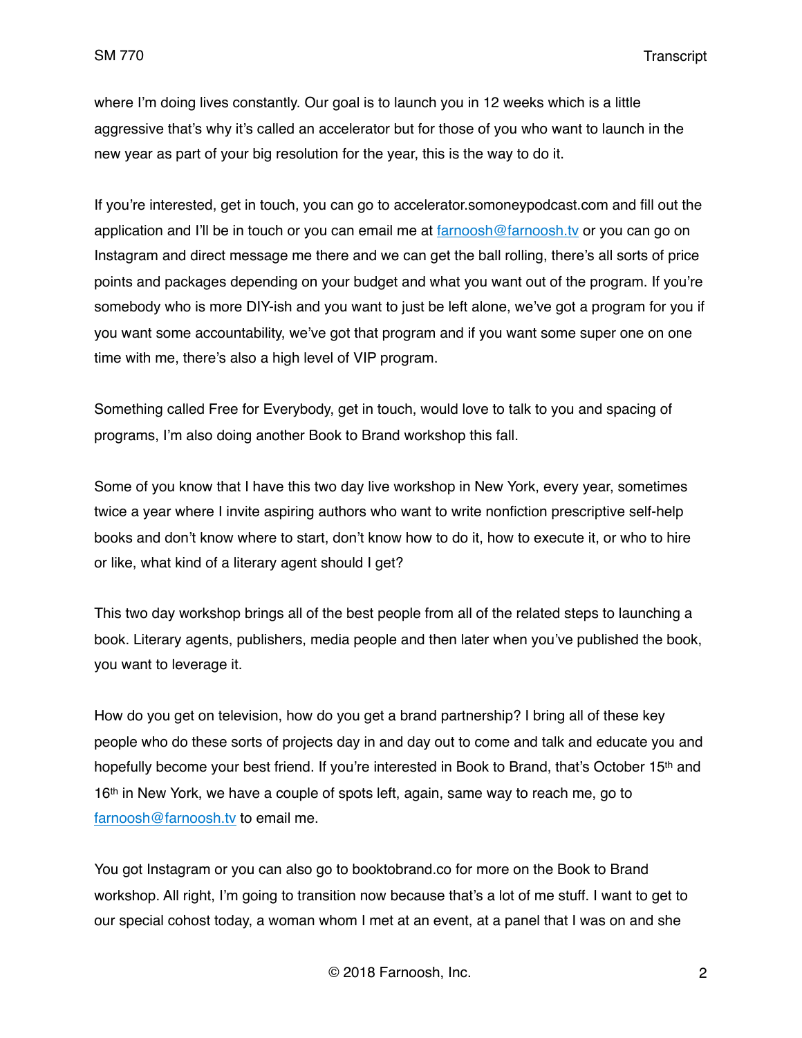where I'm doing lives constantly. Our goal is to launch you in 12 weeks which is a little aggressive that's why it's called an accelerator but for those of you who want to launch in the new year as part of your big resolution for the year, this is the way to do it.

If you're interested, get in touch, you can go to accelerator.somoneypodcast.com and fill out the application and I'll be in touch or you can email me at farnoosh@farnoosh.tv or you can go on Instagram and direct message me there and we can get the ball rolling, there's all sorts of price points and packages depending on your budget and what you want out of the program. If you're somebody who is more DIY-ish and you want to just be left alone, we've got a program for you if you want some accountability, we've got that program and if you want some super one on one time with me, there's also a high level of VIP program.

Something called Free for Everybody, get in touch, would love to talk to you and spacing of programs, I'm also doing another Book to Brand workshop this fall.

Some of you know that I have this two day live workshop in New York, every year, sometimes twice a year where I invite aspiring authors who want to write nonfiction prescriptive self-help books and don't know where to start, don't know how to do it, how to execute it, or who to hire or like, what kind of a literary agent should I get?

This two day workshop brings all of the best people from all of the related steps to launching a book. Literary agents, publishers, media people and then later when you've published the book, you want to leverage it.

How do you get on television, how do you get a brand partnership? I bring all of these key people who do these sorts of projects day in and day out to come and talk and educate you and hopefully become your best friend. If you're interested in Book to Brand, that's October 15th and 16th in New York, we have a couple of spots left, again, same way to reach me, go to farnoosh@farnoosh.tv to email me.

You got Instagram or you can also go to booktobrand.co for more on the Book to Brand workshop. All right, I'm going to transition now because that's a lot of me stuff. I want to get to our special cohost today, a woman whom I met at an event, at a panel that I was on and she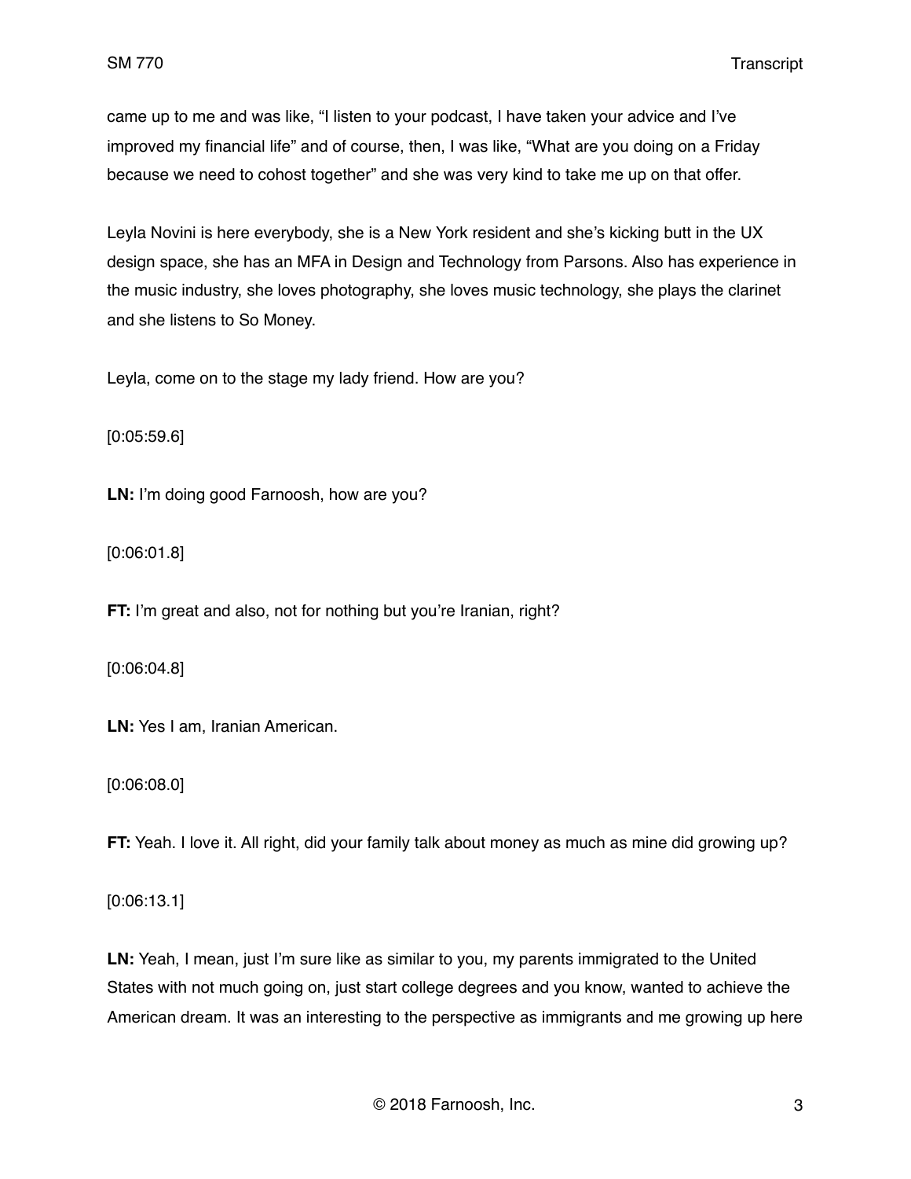came up to me and was like, "I listen to your podcast, I have taken your advice and I've improved my financial life" and of course, then, I was like, "What are you doing on a Friday because we need to cohost together" and she was very kind to take me up on that offer.

Leyla Novini is here everybody, she is a New York resident and she's kicking butt in the UX design space, she has an MFA in Design and Technology from Parsons. Also has experience in the music industry, she loves photography, she loves music technology, she plays the clarinet and she listens to So Money.

Leyla, come on to the stage my lady friend. How are you?

[0:05:59.6]

**LN:** I'm doing good Farnoosh, how are you?

[0:06:01.8]

**FT:** I'm great and also, not for nothing but you're Iranian, right?

[0:06:04.8]

**LN:** Yes I am, Iranian American.

[0:06:08.0]

**FT:** Yeah. I love it. All right, did your family talk about money as much as mine did growing up?

[0:06:13.1]

**LN:** Yeah, I mean, just I'm sure like as similar to you, my parents immigrated to the United States with not much going on, just start college degrees and you know, wanted to achieve the American dream. It was an interesting to the perspective as immigrants and me growing up here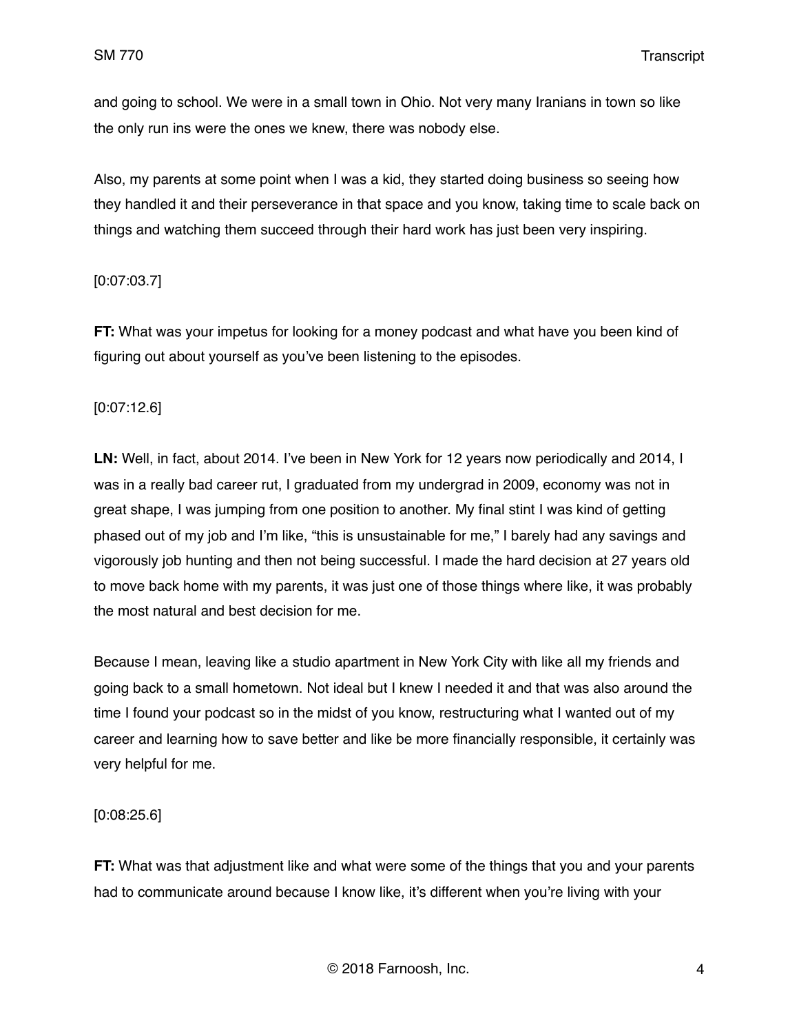and going to school. We were in a small town in Ohio. Not very many Iranians in town so like the only run ins were the ones we knew, there was nobody else.

Also, my parents at some point when I was a kid, they started doing business so seeing how they handled it and their perseverance in that space and you know, taking time to scale back on things and watching them succeed through their hard work has just been very inspiring.

[0:07:03.7]

**FT:** What was your impetus for looking for a money podcast and what have you been kind of figuring out about yourself as you've been listening to the episodes.

[0:07:12.6]

**LN:** Well, in fact, about 2014. I've been in New York for 12 years now periodically and 2014, I was in a really bad career rut, I graduated from my undergrad in 2009, economy was not in great shape, I was jumping from one position to another. My final stint I was kind of getting phased out of my job and I'm like, "this is unsustainable for me," I barely had any savings and vigorously job hunting and then not being successful. I made the hard decision at 27 years old to move back home with my parents, it was just one of those things where like, it was probably the most natural and best decision for me.

Because I mean, leaving like a studio apartment in New York City with like all my friends and going back to a small hometown. Not ideal but I knew I needed it and that was also around the time I found your podcast so in the midst of you know, restructuring what I wanted out of my career and learning how to save better and like be more financially responsible, it certainly was very helpful for me.

[0:08:25.6]

**FT:** What was that adjustment like and what were some of the things that you and your parents had to communicate around because I know like, it's different when you're living with your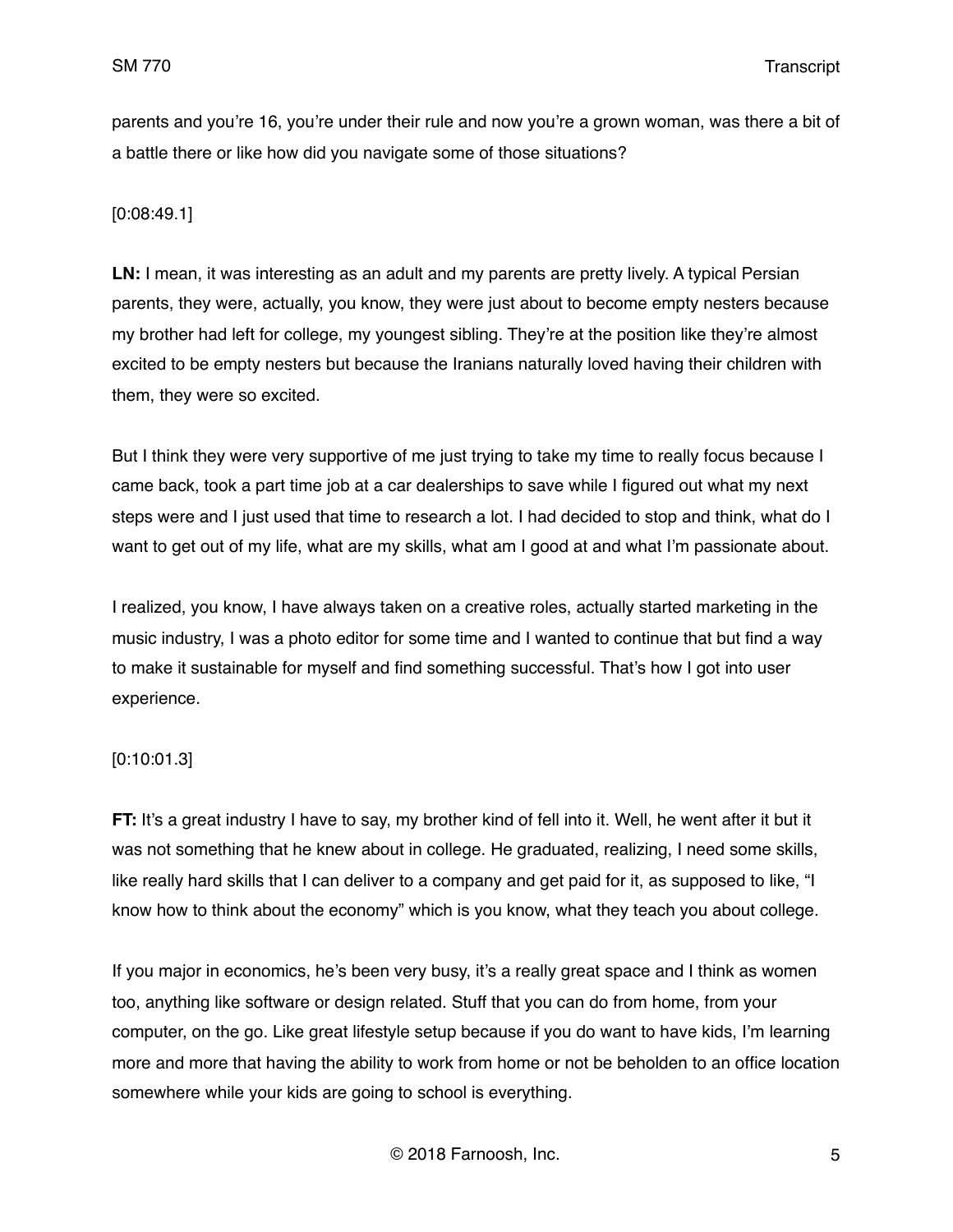parents and you're 16, you're under their rule and now you're a grown woman, was there a bit of a battle there or like how did you navigate some of those situations?

[0:08:49.1]

**LN:** I mean, it was interesting as an adult and my parents are pretty lively. A typical Persian parents, they were, actually, you know, they were just about to become empty nesters because my brother had left for college, my youngest sibling. They're at the position like they're almost excited to be empty nesters but because the Iranians naturally loved having their children with them, they were so excited.

But I think they were very supportive of me just trying to take my time to really focus because I came back, took a part time job at a car dealerships to save while I figured out what my next steps were and I just used that time to research a lot. I had decided to stop and think, what do I want to get out of my life, what are my skills, what am I good at and what I'm passionate about.

I realized, you know, I have always taken on a creative roles, actually started marketing in the music industry, I was a photo editor for some time and I wanted to continue that but find a way to make it sustainable for myself and find something successful. That's how I got into user experience.

[0:10:01.3]

**FT:** It's a great industry I have to say, my brother kind of fell into it. Well, he went after it but it was not something that he knew about in college. He graduated, realizing, I need some skills, like really hard skills that I can deliver to a company and get paid for it, as supposed to like, "I know how to think about the economy" which is you know, what they teach you about college.

If you major in economics, he's been very busy, it's a really great space and I think as women too, anything like software or design related. Stuff that you can do from home, from your computer, on the go. Like great lifestyle setup because if you do want to have kids, I'm learning more and more that having the ability to work from home or not be beholden to an office location somewhere while your kids are going to school is everything.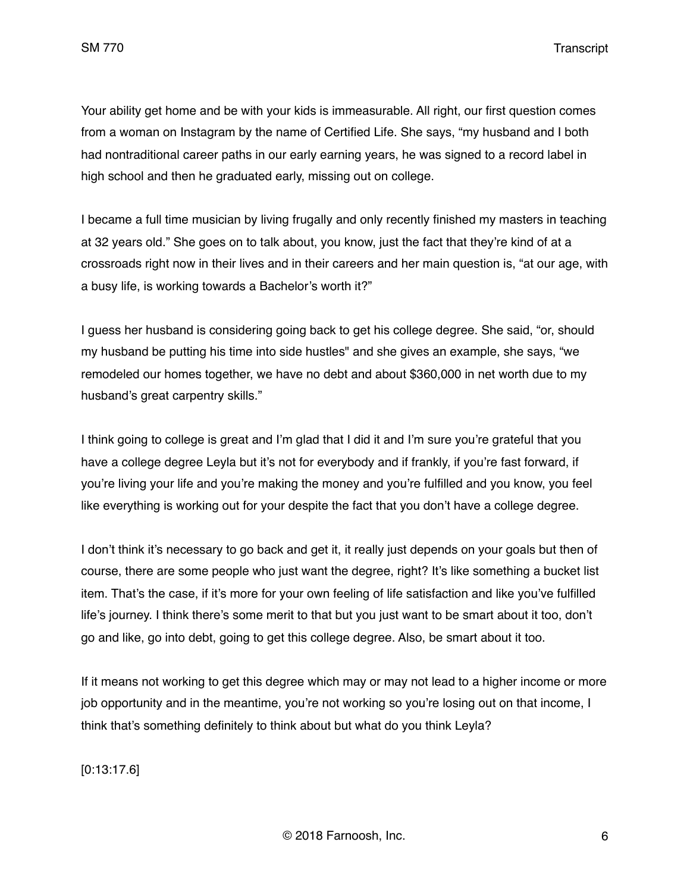Your ability get home and be with your kids is immeasurable. All right, our first question comes from a woman on Instagram by the name of Certified Life. She says, “my husband and I both had nontraditional career paths in our early earning years, he was signed to a record label in high school and then he graduated early, missing out on college.

I became a full time musician by living frugally and only recently finished my masters in teaching at 32 years old.” She goes on to talk about, you know, just the fact that they’re kind of at a crossroads right now in their lives and in their careers and her main question is, “at our age, with a busy life, is working towards a Bachelor’s worth it?”

I guess her husband is considering going back to get his college degree. She said, “or, should my husband be putting his time into side hustles" and she gives an example, she says, “we remodeled our homes together, we have no debt and about $360,000 in net worth due to my husband’s great carpentry skills.”

I think going to college is great and I’m glad that I did it and I’m sure you’re grateful that you have a college degree Leyla but it’s not for everybody and if frankly, if you’re fast forward, if you’re living your life and you’re making the money and you’re fulfilled and you know, you feel like everything is working out for your despite the fact that you don’t have a college degree.

I don’t think it’s necessary to go back and get it, it really just depends on your goals but then of course, there are some people who just want the degree, right? It’s like something a bucket list item. That’s the case, if it’s more for your own feeling of life satisfaction and like you’ve fulfilled life’s journey. I think there’s some merit to that but you just want to be smart about it too, don’t go and like, go into debt, going to get this college degree. Also, be smart about it too.

If it means not working to get this degree which may or may not lead to a higher income or more job opportunity and in the meantime, you’re not working so you’re losing out on that income, I think that’s something definitely to think about but what do you think Leyla?

[0:13:17.6]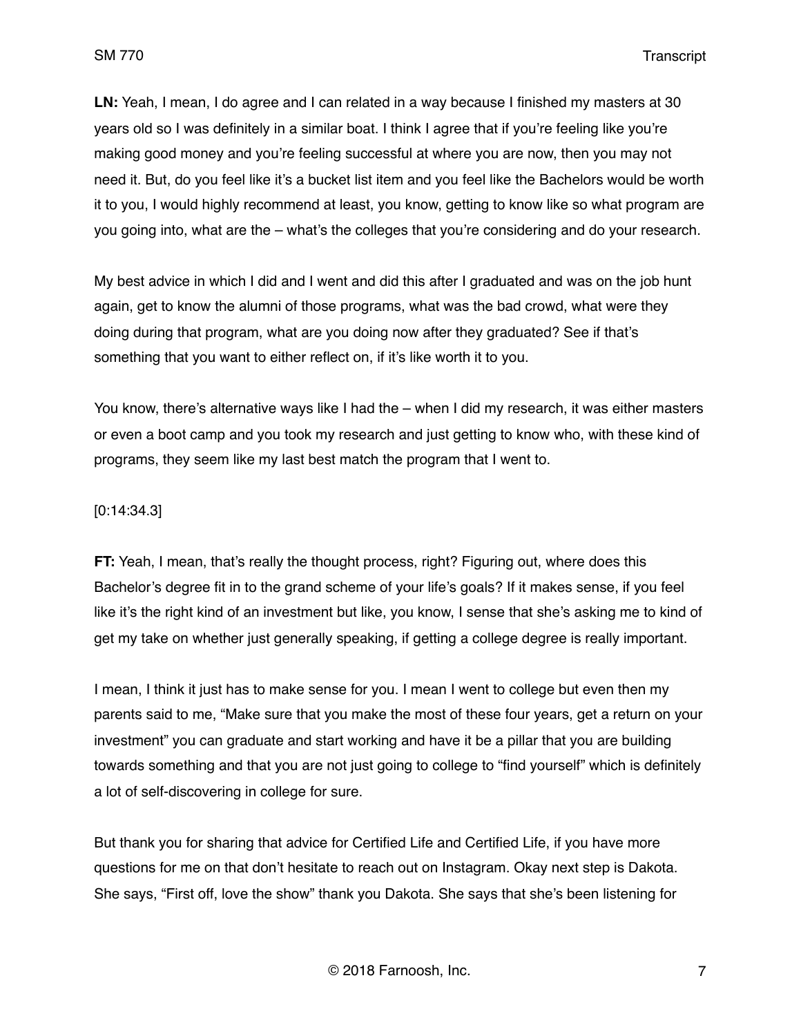**LN:** Yeah, I mean, I do agree and I can related in a way because I finished my masters at 30 years old so I was definitely in a similar boat. I think I agree that if you're feeling like you're making good money and you're feeling successful at where you are now, then you may not need it. But, do you feel like it's a bucket list item and you feel like the Bachelors would be worth it to you, I would highly recommend at least, you know, getting to know like so what program are you going into, what are the – what's the colleges that you're considering and do your research.

My best advice in which I did and I went and did this after I graduated and was on the job hunt again, get to know the alumni of those programs, what was the bad crowd, what were they doing during that program, what are you doing now after they graduated? See if that's something that you want to either reflect on, if it's like worth it to you.

You know, there's alternative ways like I had the – when I did my research, it was either masters or even a boot camp and you took my research and just getting to know who, with these kind of programs, they seem like my last best match the program that I went to.

[0:14:34.3]

**FT:** Yeah, I mean, that's really the thought process, right? Figuring out, where does this Bachelor's degree fit in to the grand scheme of your life's goals? If it makes sense, if you feel like it's the right kind of an investment but like, you know, I sense that she's asking me to kind of get my take on whether just generally speaking, if getting a college degree is really important.

I mean, I think it just has to make sense for you. I mean I went to college but even then my parents said to me, "Make sure that you make the most of these four years, get a return on your investment" you can graduate and start working and have it be a pillar that you are building towards something and that you are not just going to college to "find yourself" which is definitely a lot of self-discovering in college for sure.

But thank you for sharing that advice for Certified Life and Certified Life, if you have more questions for me on that don't hesitate to reach out on Instagram. Okay next step is Dakota. She says, "First off, love the show" thank you Dakota. She says that she's been listening for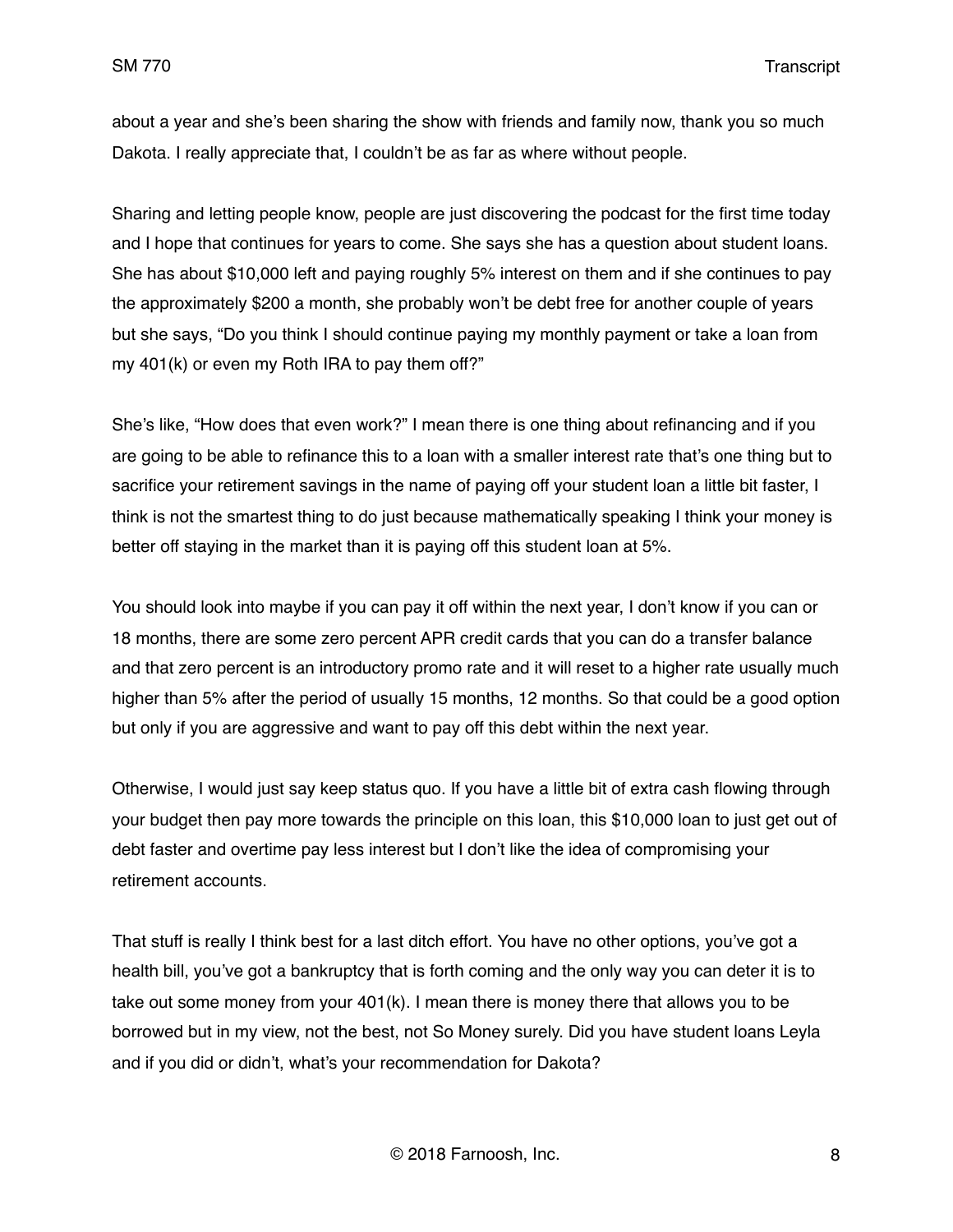about a year and she's been sharing the show with friends and family now, thank you so much Dakota. I really appreciate that, I couldn't be as far as where without people.

Sharing and letting people know, people are just discovering the podcast for the first time today and I hope that continues for years to come. She says she has a question about student loans. She has about $10,000 left and paying roughly 5% interest on them and if she continues to pay the approximately $200 a month, she probably won't be debt free for another couple of years but she says, "Do you think I should continue paying my monthly payment or take a loan from my 401(k) or even my Roth IRA to pay them off?"

She's like, "How does that even work?" I mean there is one thing about refinancing and if you are going to be able to refinance this to a loan with a smaller interest rate that's one thing but to sacrifice your retirement savings in the name of paying off your student loan a little bit faster, I think is not the smartest thing to do just because mathematically speaking I think your money is better off staying in the market than it is paying off this student loan at 5%.

You should look into maybe if you can pay it off within the next year, I don't know if you can or 18 months, there are some zero percent APR credit cards that you can do a transfer balance and that zero percent is an introductory promo rate and it will reset to a higher rate usually much higher than 5% after the period of usually 15 months, 12 months. So that could be a good option but only if you are aggressive and want to pay off this debt within the next year.

Otherwise, I would just say keep status quo. If you have a little bit of extra cash flowing through your budget then pay more towards the principle on this loan, this $10,000 loan to just get out of debt faster and overtime pay less interest but I don't like the idea of compromising your retirement accounts.

That stuff is really I think best for a last ditch effort. You have no other options, you've got a health bill, you've got a bankruptcy that is forth coming and the only way you can deter it is to take out some money from your 401(k). I mean there is money there that allows you to be borrowed but in my view, not the best, not So Money surely. Did you have student loans Leyla and if you did or didn't, what's your recommendation for Dakota?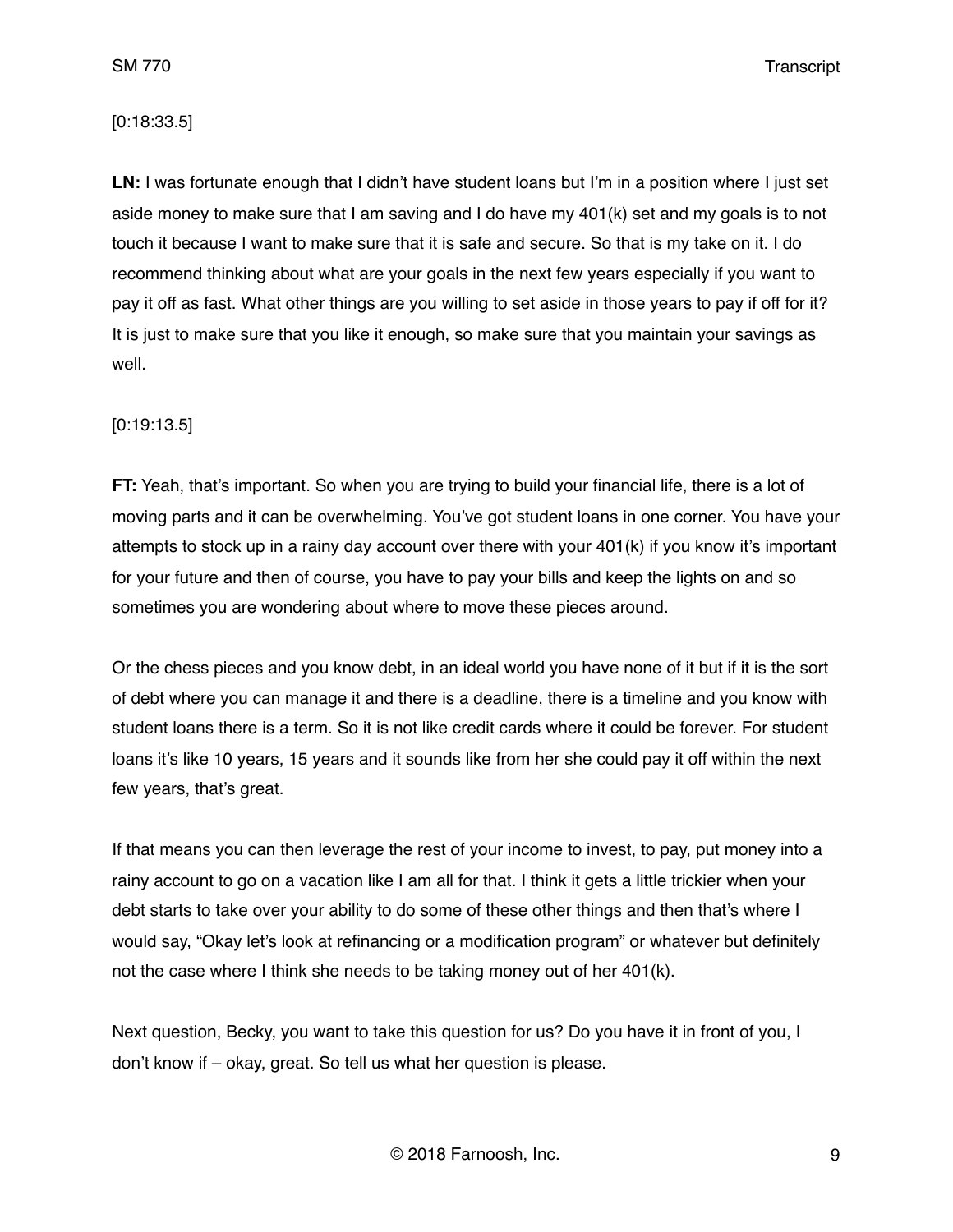[0:18:33.5]

**LN:** I was fortunate enough that I didn't have student loans but I'm in a position where I just set aside money to make sure that I am saving and I do have my 401(k) set and my goals is to not touch it because I want to make sure that it is safe and secure. So that is my take on it. I do recommend thinking about what are your goals in the next few years especially if you want to pay it off as fast. What other things are you willing to set aside in those years to pay if off for it? It is just to make sure that you like it enough, so make sure that you maintain your savings as well.

[0:19:13.5]

**FT:** Yeah, that's important. So when you are trying to build your financial life, there is a lot of moving parts and it can be overwhelming. You've got student loans in one corner. You have your attempts to stock up in a rainy day account over there with your 401(k) if you know it's important for your future and then of course, you have to pay your bills and keep the lights on and so sometimes you are wondering about where to move these pieces around.

Or the chess pieces and you know debt, in an ideal world you have none of it but if it is the sort of debt where you can manage it and there is a deadline, there is a timeline and you know with student loans there is a term. So it is not like credit cards where it could be forever. For student loans it's like 10 years, 15 years and it sounds like from her she could pay it off within the next few years, that's great.

If that means you can then leverage the rest of your income to invest, to pay, put money into a rainy account to go on a vacation like I am all for that. I think it gets a little trickier when your debt starts to take over your ability to do some of these other things and then that's where I would say, "Okay let's look at refinancing or a modification program" or whatever but definitely not the case where I think she needs to be taking money out of her 401(k).

Next question, Becky, you want to take this question for us? Do you have it in front of you, I don't know if – okay, great. So tell us what her question is please.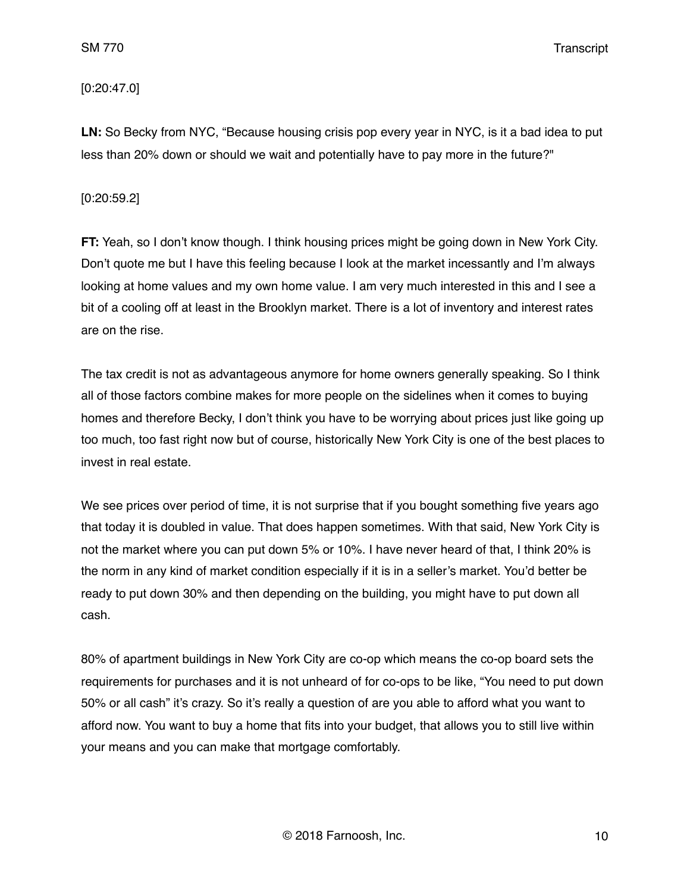[0:20:47.0]

**LN:** So Becky from NYC, "Because housing crisis pop every year in NYC, is it a bad idea to put less than 20% down or should we wait and potentially have to pay more in the future?"

[0:20:59.2]

**FT:** Yeah, so I don't know though. I think housing prices might be going down in New York City. Don't quote me but I have this feeling because I look at the market incessantly and I'm always looking at home values and my own home value. I am very much interested in this and I see a bit of a cooling off at least in the Brooklyn market. There is a lot of inventory and interest rates are on the rise.

The tax credit is not as advantageous anymore for home owners generally speaking. So I think all of those factors combine makes for more people on the sidelines when it comes to buying homes and therefore Becky, I don't think you have to be worrying about prices just like going up too much, too fast right now but of course, historically New York City is one of the best places to invest in real estate.

We see prices over period of time, it is not surprise that if you bought something five years ago that today it is doubled in value. That does happen sometimes. With that said, New York City is not the market where you can put down 5% or 10%. I have never heard of that, I think 20% is the norm in any kind of market condition especially if it is in a seller's market. You'd better be ready to put down 30% and then depending on the building, you might have to put down all cash.

80% of apartment buildings in New York City are co-op which means the co-op board sets the requirements for purchases and it is not unheard of for co-ops to be like, "You need to put down 50% or all cash" it's crazy. So it's really a question of are you able to afford what you want to afford now. You want to buy a home that fits into your budget, that allows you to still live within your means and you can make that mortgage comfortably.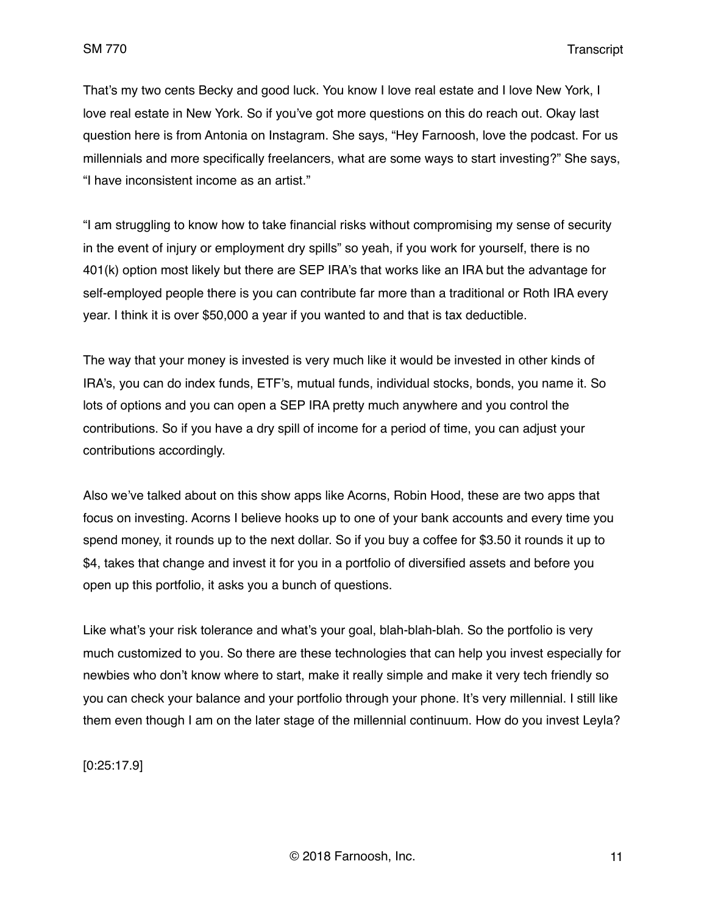That's my two cents Becky and good luck. You know I love real estate and I love New York, I love real estate in New York. So if you've got more questions on this do reach out. Okay last question here is from Antonia on Instagram. She says, "Hey Farnoosh, love the podcast. For us millennials and more specifically freelancers, what are some ways to start investing?" She says, "I have inconsistent income as an artist."

"I am struggling to know how to take financial risks without compromising my sense of security in the event of injury or employment dry spills" so yeah, if you work for yourself, there is no 401(k) option most likely but there are SEP IRA's that works like an IRA but the advantage for self-employed people there is you can contribute far more than a traditional or Roth IRA every year. I think it is over $50,000 a year if you wanted to and that is tax deductible.

The way that your money is invested is very much like it would be invested in other kinds of IRA's, you can do index funds, ETF's, mutual funds, individual stocks, bonds, you name it. So lots of options and you can open a SEP IRA pretty much anywhere and you control the contributions. So if you have a dry spill of income for a period of time, you can adjust your contributions accordingly.

Also we've talked about on this show apps like Acorns, Robin Hood, these are two apps that focus on investing. Acorns I believe hooks up to one of your bank accounts and every time you spend money, it rounds up to the next dollar. So if you buy a coffee for $3.50 it rounds it up to $4, takes that change and invest it for you in a portfolio of diversified assets and before you open up this portfolio, it asks you a bunch of questions.

Like what's your risk tolerance and what's your goal, blah-blah-blah. So the portfolio is very much customized to you. So there are these technologies that can help you invest especially for newbies who don't know where to start, make it really simple and make it very tech friendly so you can check your balance and your portfolio through your phone. It's very millennial. I still like them even though I am on the later stage of the millennial continuum. How do you invest Leyla?

[0:25:17.9]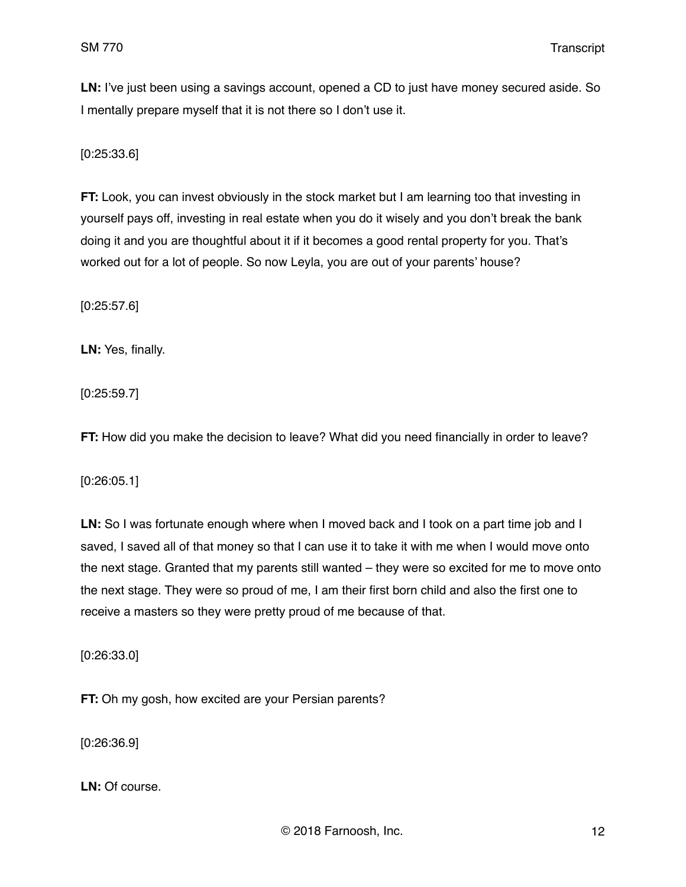**LN:** I've just been using a savings account, opened a CD to just have money secured aside. So I mentally prepare myself that it is not there so I don't use it.

[0:25:33.6]

**FT:** Look, you can invest obviously in the stock market but I am learning too that investing in yourself pays off, investing in real estate when you do it wisely and you don't break the bank doing it and you are thoughtful about it if it becomes a good rental property for you. That's worked out for a lot of people. So now Leyla, you are out of your parents' house?

[0:25:57.6]

**LN:** Yes, finally.

[0:25:59.7]

**FT:** How did you make the decision to leave? What did you need financially in order to leave?

[0:26:05.1]

**LN:** So I was fortunate enough where when I moved back and I took on a part time job and I saved, I saved all of that money so that I can use it to take it with me when I would move onto the next stage. Granted that my parents still wanted – they were so excited for me to move onto the next stage. They were so proud of me, I am their first born child and also the first one to receive a masters so they were pretty proud of me because of that.

[0:26:33.0]

**FT:** Oh my gosh, how excited are your Persian parents?

[0:26:36.9]

**LN:** Of course.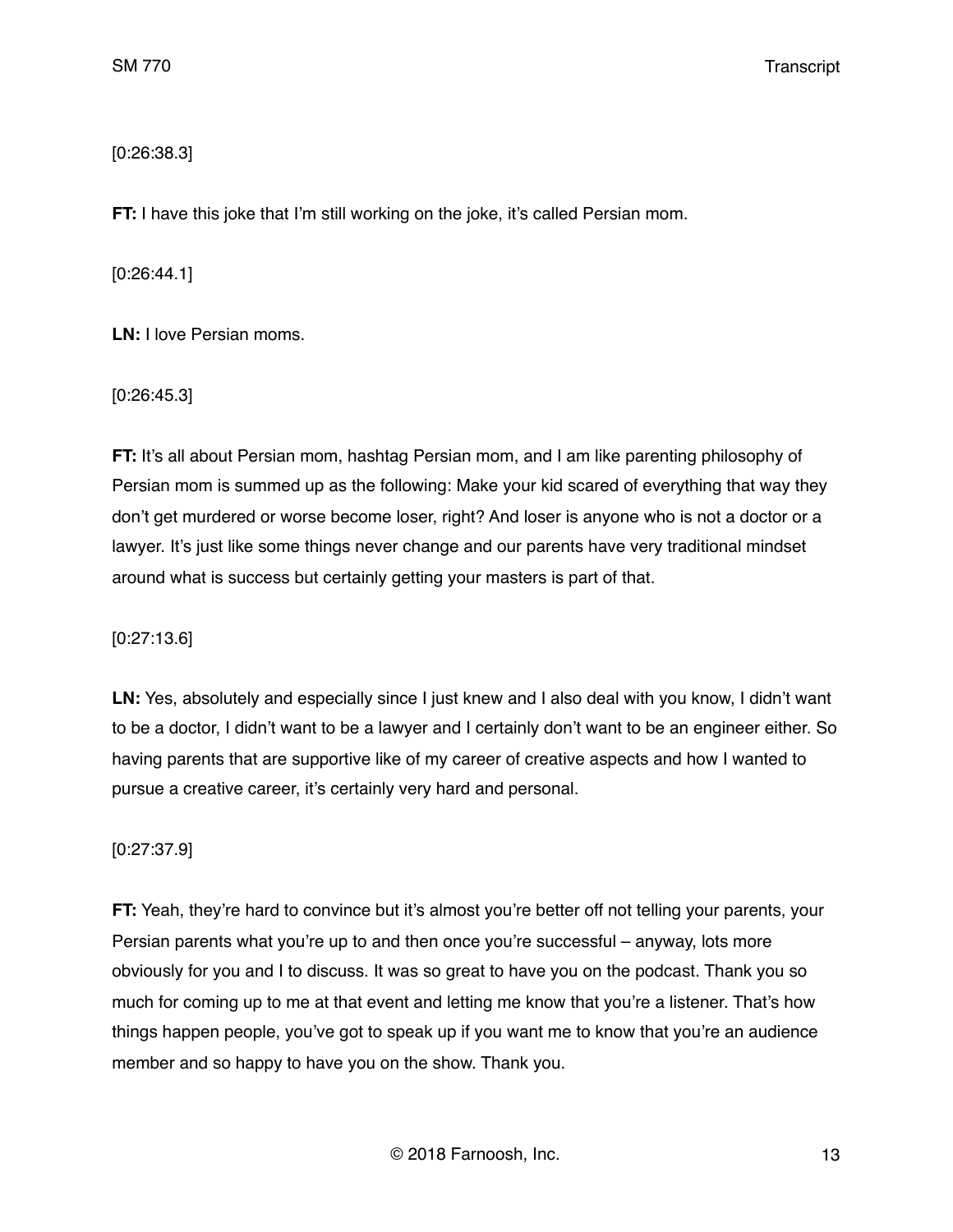[0:26:38.3]

**FT:** I have this joke that I'm still working on the joke, it's called Persian mom.

[0:26:44.1]

**LN:** I love Persian moms.

[0:26:45.3]

**FT:** It's all about Persian mom, hashtag Persian mom, and I am like parenting philosophy of Persian mom is summed up as the following: Make your kid scared of everything that way they don't get murdered or worse become loser, right? And loser is anyone who is not a doctor or a lawyer. It's just like some things never change and our parents have very traditional mindset around what is success but certainly getting your masters is part of that.

[0:27:13.6]

**LN:** Yes, absolutely and especially since I just knew and I also deal with you know, I didn't want to be a doctor, I didn't want to be a lawyer and I certainly don't want to be an engineer either. So having parents that are supportive like of my career of creative aspects and how I wanted to pursue a creative career, it's certainly very hard and personal.

[0:27:37.9]

**FT:** Yeah, they're hard to convince but it's almost you're better off not telling your parents, your Persian parents what you're up to and then once you're successful – anyway, lots more obviously for you and I to discuss. It was so great to have you on the podcast. Thank you so much for coming up to me at that event and letting me know that you're a listener. That's how things happen people, you've got to speak up if you want me to know that you're an audience member and so happy to have you on the show. Thank you.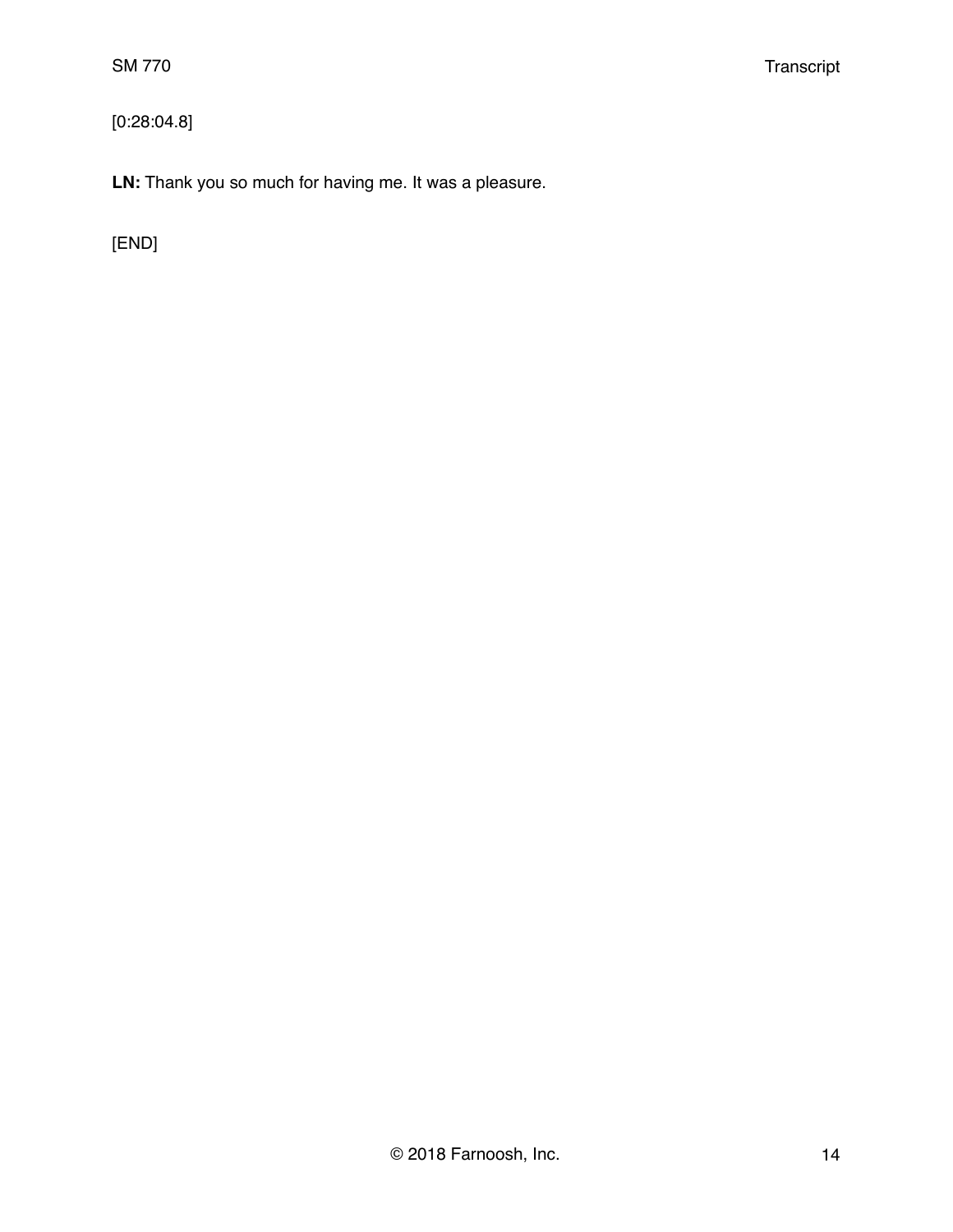[0:28:04.8]

**LN:** Thank you so much for having me. It was a pleasure.

[END]